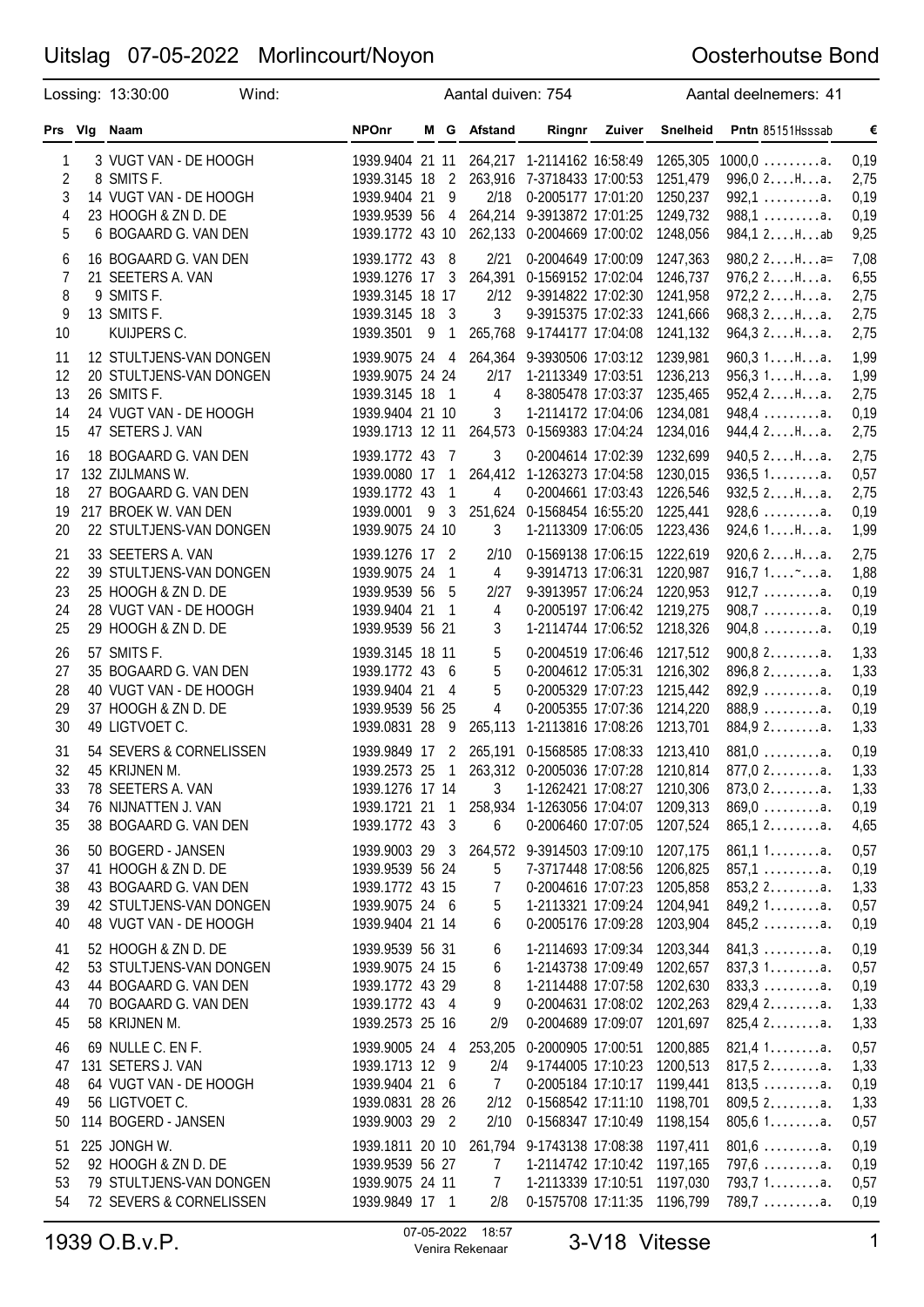# Uitslag 07-05-2022 Morlincourt/Noyon

Oosterhoutse Bond

Lossing: 13:30:00 Wind: Aantal duiven: 754 Aantal deelnemers: 41

| Prs | Vlg | Naam | NPOnr | M | G | Afstand | Ringnr | Zuiver | Snelheid | Pntn 85151Hsssab | € |
|---|---|---|---|---|---|---|---|---|---|---|---|
| 1 | 3 | VUGT VAN - DE HOOGH | 1939.9404 | 21 | 11 | 264,217 | 1-2114162 | 16:58:49 | 1265,305 | 1000,0 .........a. | 0,19 |
| 2 | 8 | SMITS F. | 1939.3145 | 18 | 2 | 263,916 | 7-3718433 | 17:00:53 | 1251,479 | 996,0 2....H...a. | 2,75 |
| 3 | 14 | VUGT VAN - DE HOOGH | 1939.9404 | 21 | 9 | 2/18 | 0-2005177 | 17:01:20 | 1250,237 | 992,1 .........a. | 0,19 |
| 4 | 23 | HOOGH & ZN D. DE | 1939.9539 | 56 | 4 | 264,214 | 9-3913872 | 17:01:25 | 1249,732 | 988,1 .........a. | 0,19 |
| 5 | 6 | BOGAARD G. VAN DEN | 1939.1772 | 43 | 10 | 262,133 | 0-2004669 | 17:00:02 | 1248,056 | 984,1 2....H...ab | 9,25 |
| 6 | 16 | BOGAARD G. VAN DEN | 1939.1772 | 43 | 8 | 2/21 | 0-2004649 | 17:00:09 | 1247,363 | 980,2 2....H...a= | 7,08 |
| 7 | 21 | SEETERS A. VAN | 1939.1276 | 17 | 3 | 264,391 | 0-1569152 | 17:02:04 | 1246,737 | 976,2 2....H...a. | 6,55 |
| 8 | 9 | SMITS F. | 1939.3145 | 18 | 17 | 2/12 | 9-3914822 | 17:02:30 | 1241,958 | 972,2 2....H...a. | 2,75 |
| 9 | 13 | SMITS F. | 1939.3145 | 18 | 3 | 3 | 9-3915375 | 17:02:33 | 1241,666 | 968,3 2....H...a. | 2,75 |
| 10 | | KUIJPERS C. | 1939.3501 | 9 | 1 | 265,768 | 9-1744177 | 17:04:08 | 1241,132 | 964,3 2....H...a. | 2,75 |
| 11 | 12 | STULTJENS-VAN DONGEN | 1939.9075 | 24 | 4 | 264,364 | 9-3930506 | 17:03:12 | 1239,981 | 960,3 1....H...a. | 1,99 |
| 12 | 20 | STULTJENS-VAN DONGEN | 1939.9075 | 24 | 24 | 2/17 | 1-2113349 | 17:03:51 | 1236,213 | 956,3 1....H...a. | 1,99 |
| 13 | 26 | SMITS F. | 1939.3145 | 18 | 1 | 4 | 8-3805478 | 17:03:37 | 1235,465 | 952,4 2....H...a. | 2,75 |
| 14 | 24 | VUGT VAN - DE HOOGH | 1939.9404 | 21 | 10 | 3 | 1-2114172 | 17:04:06 | 1234,081 | 948,4 .........a. | 0,19 |
| 15 | 47 | SETERS J. VAN | 1939.1713 | 12 | 11 | 264,573 | 0-1569383 | 17:04:24 | 1234,016 | 944,4 2....H...a. | 2,75 |
| 16 | 18 | BOGAARD G. VAN DEN | 1939.1772 | 43 | 7 | 3 | 0-2004614 | 17:02:39 | 1232,699 | 940,5 2....H...a. | 2,75 |
| 17 | 132 | ZIJLMANS W. | 1939.0080 | 17 | 1 | 264,412 | 1-1263273 | 17:04:58 | 1230,015 | 936,5 1........a. | 0,57 |
| 18 | 27 | BOGAARD G. VAN DEN | 1939.1772 | 43 | 1 | 4 | 0-2004661 | 17:03:43 | 1226,546 | 932,5 2....H...a. | 2,75 |
| 19 | 217 | BROEK W. VAN DEN | 1939.0001 | 9 | 3 | 251,624 | 0-1568454 | 16:55:20 | 1225,441 | 928,6 .........a. | 0,19 |
| 20 | 22 | STULTJENS-VAN DONGEN | 1939.9075 | 24 | 10 | 3 | 1-2113309 | 17:06:05 | 1223,436 | 924,6 1....H...a. | 1,99 |
| 21 | 33 | SEETERS A. VAN | 1939.1276 | 17 | 2 | 2/10 | 0-1569138 | 17:06:15 | 1222,619 | 920,6 2....H...a. | 2,75 |
| 22 | 39 | STULTJENS-VAN DONGEN | 1939.9075 | 24 | 1 | 4 | 9-3914713 | 17:06:31 | 1220,987 | 916,7 1....~...a. | 1,88 |
| 23 | 25 | HOOGH & ZN D. DE | 1939.9539 | 56 | 5 | 2/27 | 9-3913957 | 17:06:24 | 1220,953 | 912,7 .........a. | 0,19 |
| 24 | 28 | VUGT VAN - DE HOOGH | 1939.9404 | 21 | 1 | 4 | 0-2005197 | 17:06:42 | 1219,275 | 908,7 .........a. | 0,19 |
| 25 | 29 | HOOGH & ZN D. DE | 1939.9539 | 56 | 21 | 3 | 1-2114744 | 17:06:52 | 1218,326 | 904,8 .........a. | 0,19 |
| 26 | 57 | SMITS F. | 1939.3145 | 18 | 11 | 5 | 0-2004519 | 17:06:46 | 1217,512 | 900,8 2........a. | 1,33 |
| 27 | 35 | BOGAARD G. VAN DEN | 1939.1772 | 43 | 6 | 5 | 0-2004612 | 17:05:31 | 1216,302 | 896,8 2........a. | 1,33 |
| 28 | 40 | VUGT VAN - DE HOOGH | 1939.9404 | 21 | 4 | 5 | 0-2005329 | 17:07:23 | 1215,442 | 892,9 .........a. | 0,19 |
| 29 | 37 | HOOGH & ZN D. DE | 1939.9539 | 56 | 25 | 4 | 0-2005355 | 17:07:36 | 1214,220 | 888,9 .........a. | 0,19 |
| 30 | 49 | LIGTVOET C. | 1939.0831 | 28 | 9 | 265,113 | 1-2113816 | 17:08:26 | 1213,701 | 884,9 2........a. | 1,33 |
| 31 | 54 | SEVERS & CORNELISSEN | 1939.9849 | 17 | 2 | 265,191 | 0-1568585 | 17:08:33 | 1213,410 | 881,0 .........a. | 0,19 |
| 32 | 45 | KRIJNEN M. | 1939.2573 | 25 | 1 | 263,312 | 0-2005036 | 17:07:28 | 1210,814 | 877,0 2........a. | 1,33 |
| 33 | 78 | SEETERS A. VAN | 1939.1276 | 17 | 14 | 3 | 1-1262421 | 17:08:27 | 1210,306 | 873,0 2........a. | 1,33 |
| 34 | 76 | NIJNATTEN J. VAN | 1939.1721 | 21 | 1 | 258,934 | 1-1263056 | 17:04:07 | 1209,313 | 869,0 .........a. | 0,19 |
| 35 | 38 | BOGAARD G. VAN DEN | 1939.1772 | 43 | 3 | 6 | 0-2006460 | 17:07:05 | 1207,524 | 865,1 2........a. | 4,65 |
| 36 | 50 | BOGERD - JANSEN | 1939.9003 | 29 | 3 | 264,572 | 9-3914503 | 17:09:10 | 1207,175 | 861,1 1........a. | 0,57 |
| 37 | 41 | HOOGH & ZN D. DE | 1939.9539 | 56 | 24 | 5 | 7-3717448 | 17:08:56 | 1206,825 | 857,1 .........a. | 0,19 |
| 38 | 43 | BOGAARD G. VAN DEN | 1939.1772 | 43 | 15 | 7 | 0-2004616 | 17:07:23 | 1205,858 | 853,2 2........a. | 1,33 |
| 39 | 42 | STULTJENS-VAN DONGEN | 1939.9075 | 24 | 6 | 5 | 1-2113321 | 17:09:24 | 1204,941 | 849,2 1........a. | 0,57 |
| 40 | 48 | VUGT VAN - DE HOOGH | 1939.9404 | 21 | 14 | 6 | 0-2005176 | 17:09:28 | 1203,904 | 845,2 .........a. | 0,19 |
| 41 | 52 | HOOGH & ZN D. DE | 1939.9539 | 56 | 31 | 6 | 1-2114693 | 17:09:34 | 1203,344 | 841,3 .........a. | 0,19 |
| 42 | 53 | STULTJENS-VAN DONGEN | 1939.9075 | 24 | 15 | 6 | 1-2143738 | 17:09:49 | 1202,657 | 837,3 1........a. | 0,57 |
| 43 | 44 | BOGAARD G. VAN DEN | 1939.1772 | 43 | 29 | 8 | 1-2114488 | 17:07:58 | 1202,630 | 833,3 .........a. | 0,19 |
| 44 | 70 | BOGAARD G. VAN DEN | 1939.1772 | 43 | 4 | 9 | 0-2004631 | 17:08:02 | 1202,263 | 829,4 2........a. | 1,33 |
| 45 | 58 | KRIJNEN M. | 1939.2573 | 25 | 16 | 2/9 | 0-2004689 | 17:09:07 | 1201,697 | 825,4 2........a. | 1,33 |
| 46 | 69 | NULLE C. EN F. | 1939.9005 | 24 | 4 | 253,205 | 0-2000905 | 17:00:51 | 1200,885 | 821,4 1........a. | 0,57 |
| 47 | 131 | SETERS J. VAN | 1939.1713 | 12 | 9 | 2/4 | 9-1744005 | 17:10:23 | 1200,513 | 817,5 2........a. | 1,33 |
| 48 | 64 | VUGT VAN - DE HOOGH | 1939.9404 | 21 | 6 | 7 | 0-2005184 | 17:10:17 | 1199,441 | 813,5 .........a. | 0,19 |
| 49 | 56 | LIGTVOET C. | 1939.0831 | 28 | 26 | 2/12 | 0-1568542 | 17:11:10 | 1198,701 | 809,5 2........a. | 1,33 |
| 50 | 114 | BOGERD - JANSEN | 1939.9003 | 29 | 2 | 2/10 | 0-1568347 | 17:10:49 | 1198,154 | 805,6 1........a. | 0,57 |
| 51 | 225 | JONGH W. | 1939.1811 | 20 | 10 | 261,794 | 9-1743138 | 17:08:38 | 1197,411 | 801,6 .........a. | 0,19 |
| 52 | 92 | HOOGH & ZN D. DE | 1939.9539 | 56 | 27 | 7 | 1-2114742 | 17:10:42 | 1197,165 | 797,6 .........a. | 0,19 |
| 53 | 79 | STULTJENS-VAN DONGEN | 1939.9075 | 24 | 11 | 7 | 1-2113339 | 17:10:51 | 1197,030 | 793,7 1........a. | 0,57 |
| 54 | 72 | SEVERS & CORNELISSEN | 1939.9849 | 17 | 1 | 2/8 | 0-1575708 | 17:11:35 | 1196,799 | 789,7 .........a. | 0,19 |

1939 O.B.v.P. — 07-05-2022 18:57 Venira Rekenaar — 3-V18 Vitesse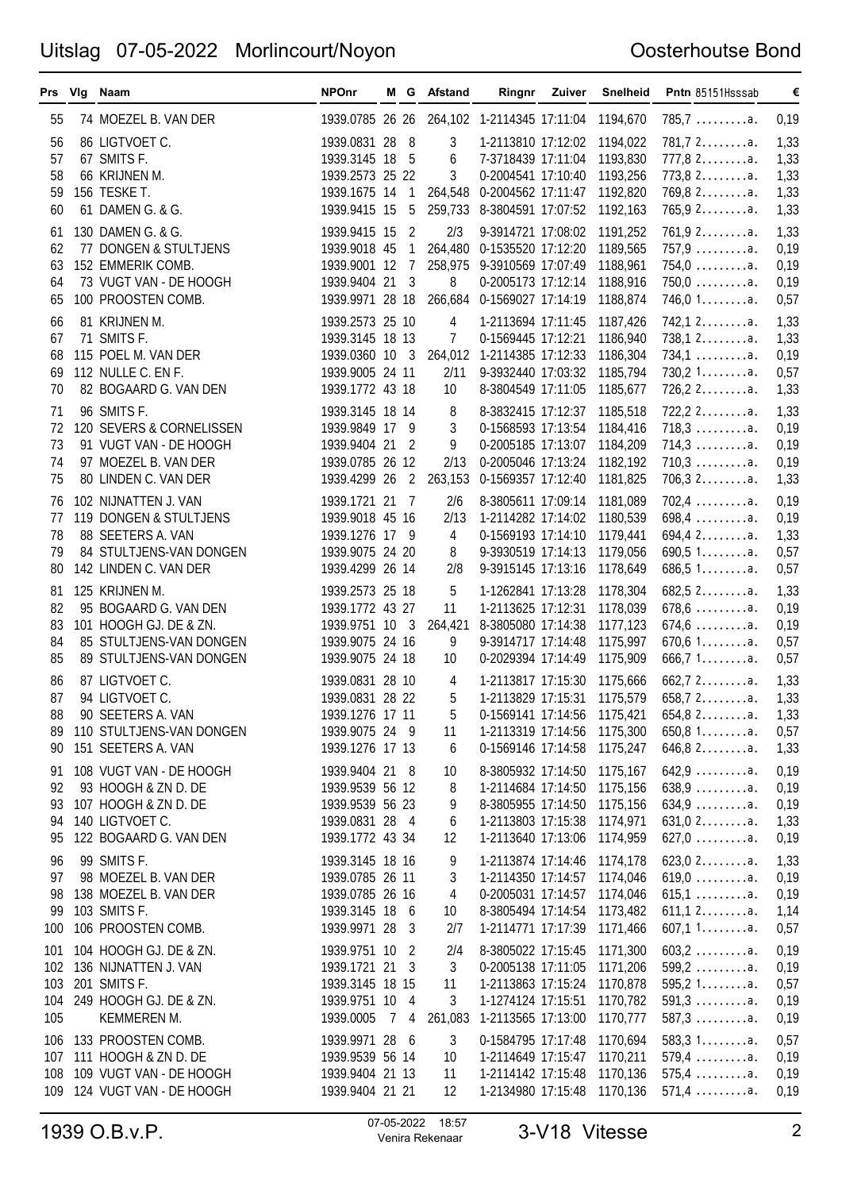# Uitslag 07-05-2022 Morlincourt/Noyon

Oosterhoutse Bond

| Prs | Vlg | Naam | NPOnr | M | G | Afstand | Ringnr | Zuiver | Snelheid | Pntn 85151Hsssab | € |
|---|---|---|---|---|---|---|---|---|---|---|---|
| 55 | 74 | MOEZEL B. VAN DER | 1939.0785 | 26 | 26 | 264,102 | 1-2114345 | 17:11:04 | 1194,670 | 785,7 .........a. | 0,19 |
| 56 | 86 | LIGTVOET C. | 1939.0831 | 28 | 8 | 3 | 1-2113810 | 17:12:02 | 1194,022 | 781,7 2........a. | 1,33 |
| 57 | 67 | SMITS F. | 1939.3145 | 18 | 5 | 6 | 7-3718439 | 17:11:04 | 1193,830 | 777,8 2........a. | 1,33 |
| 58 | 66 | KRIJNEN M. | 1939.2573 | 25 | 22 | 3 | 0-2004541 | 17:10:40 | 1193,256 | 773,8 2........a. | 1,33 |
| 59 | 156 | TESKE T. | 1939.1675 | 14 | 1 | 264,548 | 0-2004562 | 17:11:47 | 1192,820 | 769,8 2........a. | 1,33 |
| 60 | 61 | DAMEN G. & G. | 1939.9415 | 15 | 5 | 259,733 | 8-3804591 | 17:07:52 | 1192,163 | 765,9 2........a. | 1,33 |
| 61 | 130 | DAMEN G. & G. | 1939.9415 | 15 | 2 | 2/3 | 9-3914721 | 17:08:02 | 1191,252 | 761,9 2........a. | 1,33 |
| 62 | 77 | DONGEN & STULTJENS | 1939.9018 | 45 | 1 | 264,480 | 0-1535520 | 17:12:20 | 1189,565 | 757,9 .........a. | 0,19 |
| 63 | 152 | EMMERIK COMB. | 1939.9001 | 12 | 7 | 258,975 | 9-3910569 | 17:07:49 | 1188,961 | 754,0 .........a. | 0,19 |
| 64 | 73 | VUGT VAN - DE HOOGH | 1939.9404 | 21 | 3 | 8 | 0-2005173 | 17:12:14 | 1188,916 | 750,0 .........a. | 0,19 |
| 65 | 100 | PROOSTEN COMB. | 1939.9971 | 28 | 18 | 266,684 | 0-1569027 | 17:14:19 | 1188,874 | 746,0 1........a. | 0,57 |
| 66 | 81 | KRIJNEN M. | 1939.2573 | 25 | 10 | 4 | 1-2113694 | 17:11:45 | 1187,426 | 742,1 2........a. | 1,33 |
| 67 | 71 | SMITS F. | 1939.3145 | 18 | 13 | 7 | 0-1569445 | 17:12:21 | 1186,940 | 738,1 2........a. | 1,33 |
| 68 | 115 | POEL M. VAN DER | 1939.0360 | 10 | 3 | 264,012 | 1-2114385 | 17:12:33 | 1186,304 | 734,1 .........a. | 0,19 |
| 69 | 112 | NULLE C. EN F. | 1939.9005 | 24 | 11 | 2/11 | 9-3932440 | 17:03:32 | 1185,794 | 730,2 1........a. | 0,57 |
| 70 | 82 | BOGAARD G. VAN DEN | 1939.1772 | 43 | 18 | 10 | 8-3804549 | 17:11:05 | 1185,677 | 726,2 2........a. | 1,33 |
| 71 | 96 | SMITS F. | 1939.3145 | 18 | 14 | 8 | 8-3832415 | 17:12:37 | 1185,518 | 722,2 2........a. | 1,33 |
| 72 | 120 | SEVERS & CORNELISSEN | 1939.9849 | 17 | 9 | 3 | 0-1568593 | 17:13:54 | 1184,416 | 718,3 .........a. | 0,19 |
| 73 | 91 | VUGT VAN - DE HOOGH | 1939.9404 | 21 | 2 | 9 | 0-2005185 | 17:13:07 | 1184,209 | 714,3 .........a. | 0,19 |
| 74 | 97 | MOEZEL B. VAN DER | 1939.0785 | 26 | 12 | 2/13 | 0-2005046 | 17:13:24 | 1182,192 | 710,3 .........a. | 0,19 |
| 75 | 80 | LINDEN C. VAN DER | 1939.4299 | 26 | 2 | 263,153 | 0-1569357 | 17:12:40 | 1181,825 | 706,3 2........a. | 1,33 |
| 76 | 102 | NIJNATTEN J. VAN | 1939.1721 | 21 | 7 | 2/6 | 8-3805611 | 17:09:14 | 1181,089 | 702,4 .........a. | 0,19 |
| 77 | 119 | DONGEN & STULTJENS | 1939.9018 | 45 | 16 | 2/13 | 1-2114282 | 17:14:02 | 1180,539 | 698,4 .........a. | 0,19 |
| 78 | 88 | SEETERS A. VAN | 1939.1276 | 17 | 9 | 4 | 0-1569193 | 17:14:10 | 1179,441 | 694,4 2........a. | 1,33 |
| 79 | 84 | STULTJENS-VAN DONGEN | 1939.9075 | 24 | 20 | 8 | 9-3930519 | 17:14:13 | 1179,056 | 690,5 1........a. | 0,57 |
| 80 | 142 | LINDEN C. VAN DER | 1939.4299 | 26 | 14 | 2/8 | 9-3915145 | 17:13:16 | 1178,649 | 686,5 1........a. | 0,57 |
| 81 | 125 | KRIJNEN M. | 1939.2573 | 25 | 18 | 5 | 1-1262841 | 17:13:28 | 1178,304 | 682,5 2........a. | 1,33 |
| 82 | 95 | BOGAARD G. VAN DEN | 1939.1772 | 43 | 27 | 11 | 1-2113625 | 17:12:31 | 1178,039 | 678,6 .........a. | 0,19 |
| 83 | 101 | HOOGH GJ. DE & ZN. | 1939.9751 | 10 | 3 | 264,421 | 8-3805080 | 17:14:38 | 1177,123 | 674,6 .........a. | 0,19 |
| 84 | 85 | STULTJENS-VAN DONGEN | 1939.9075 | 24 | 16 | 9 | 9-3914717 | 17:14:48 | 1175,997 | 670,6 1........a. | 0,57 |
| 85 | 89 | STULTJENS-VAN DONGEN | 1939.9075 | 24 | 18 | 10 | 0-2029394 | 17:14:49 | 1175,909 | 666,7 1........a. | 0,57 |
| 86 | 87 | LIGTVOET C. | 1939.0831 | 28 | 10 | 4 | 1-2113817 | 17:15:30 | 1175,666 | 662,7 2........a. | 1,33 |
| 87 | 94 | LIGTVOET C. | 1939.0831 | 28 | 22 | 5 | 1-2113829 | 17:15:31 | 1175,579 | 658,7 2........a. | 1,33 |
| 88 | 90 | SEETERS A. VAN | 1939.1276 | 17 | 11 | 5 | 0-1569141 | 17:14:56 | 1175,421 | 654,8 2........a. | 1,33 |
| 89 | 110 | STULTJENS-VAN DONGEN | 1939.9075 | 24 | 9 | 11 | 1-2113319 | 17:14:56 | 1175,300 | 650,8 1........a. | 0,57 |
| 90 | 151 | SEETERS A. VAN | 1939.1276 | 17 | 13 | 6 | 0-1569146 | 17:14:58 | 1175,247 | 646,8 2........a. | 1,33 |
| 91 | 108 | VUGT VAN - DE HOOGH | 1939.9404 | 21 | 8 | 10 | 8-3805932 | 17:14:50 | 1175,167 | 642,9 .........a. | 0,19 |
| 92 | 93 | HOOGH & ZN D. DE | 1939.9539 | 56 | 12 | 8 | 1-2114684 | 17:14:50 | 1175,156 | 638,9 .........a. | 0,19 |
| 93 | 107 | HOOGH & ZN D. DE | 1939.9539 | 56 | 23 | 9 | 8-3805955 | 17:14:50 | 1175,156 | 634,9 .........a. | 0,19 |
| 94 | 140 | LIGTVOET C. | 1939.0831 | 28 | 4 | 6 | 1-2113803 | 17:15:38 | 1174,971 | 631,0 2........a. | 1,33 |
| 95 | 122 | BOGAARD G. VAN DEN | 1939.1772 | 43 | 34 | 12 | 1-2113640 | 17:13:06 | 1174,959 | 627,0 .........a. | 0,19 |
| 96 | 99 | SMITS F. | 1939.3145 | 18 | 16 | 9 | 1-2113874 | 17:14:46 | 1174,178 | 623,0 2........a. | 1,33 |
| 97 | 98 | MOEZEL B. VAN DER | 1939.0785 | 26 | 11 | 3 | 1-2114350 | 17:14:57 | 1174,046 | 619,0 .........a. | 0,19 |
| 98 | 138 | MOEZEL B. VAN DER | 1939.0785 | 26 | 16 | 4 | 0-2005031 | 17:14:57 | 1174,046 | 615,1 .........a. | 0,19 |
| 99 | 103 | SMITS F. | 1939.3145 | 18 | 6 | 10 | 8-3805494 | 17:14:54 | 1173,482 | 611,1 2........a. | 1,14 |
| 100 | 106 | PROOSTEN COMB. | 1939.9971 | 28 | 3 | 2/7 | 1-2114771 | 17:17:39 | 1171,466 | 607,1 1........a. | 0,57 |
| 101 | 104 | HOOGH GJ. DE & ZN. | 1939.9751 | 10 | 2 | 2/4 | 8-3805022 | 17:15:45 | 1171,300 | 603,2 .........a. | 0,19 |
| 102 | 136 | NIJNATTEN J. VAN | 1939.1721 | 21 | 3 | 3 | 0-2005138 | 17:11:05 | 1171,206 | 599,2 .........a. | 0,19 |
| 103 | 201 | SMITS F. | 1939.3145 | 18 | 15 | 11 | 1-2113863 | 17:15:24 | 1170,878 | 595,2 1........a. | 0,57 |
| 104 | 249 | HOOGH GJ. DE & ZN. | 1939.9751 | 10 | 4 | 3 | 1-1274124 | 17:15:51 | 1170,782 | 591,3 .........a. | 0,19 |
| 105 | | KEMMEREN M. | 1939.0005 | 7 | 4 | 261,083 | 1-2113565 | 17:13:00 | 1170,777 | 587,3 .........a. | 0,19 |
| 106 | 133 | PROOSTEN COMB. | 1939.9971 | 28 | 6 | 3 | 0-1584795 | 17:17:48 | 1170,694 | 583,3 1........a. | 0,57 |
| 107 | 111 | HOOGH & ZN D. DE | 1939.9539 | 56 | 14 | 10 | 1-2114649 | 17:15:47 | 1170,211 | 579,4 .........a. | 0,19 |
| 108 | 109 | VUGT VAN - DE HOOGH | 1939.9404 | 21 | 13 | 11 | 1-2114142 | 17:15:48 | 1170,136 | 575,4 .........a. | 0,19 |
| 109 | 124 | VUGT VAN - DE HOOGH | 1939.9404 | 21 | 21 | 12 | 1-2134980 | 17:15:48 | 1170,136 | 571,4 .........a. | 0,19 |

1939 O.B.v.P. — 07-05-2022 18:57 Venira Rekenaar — 3-V18 Vitesse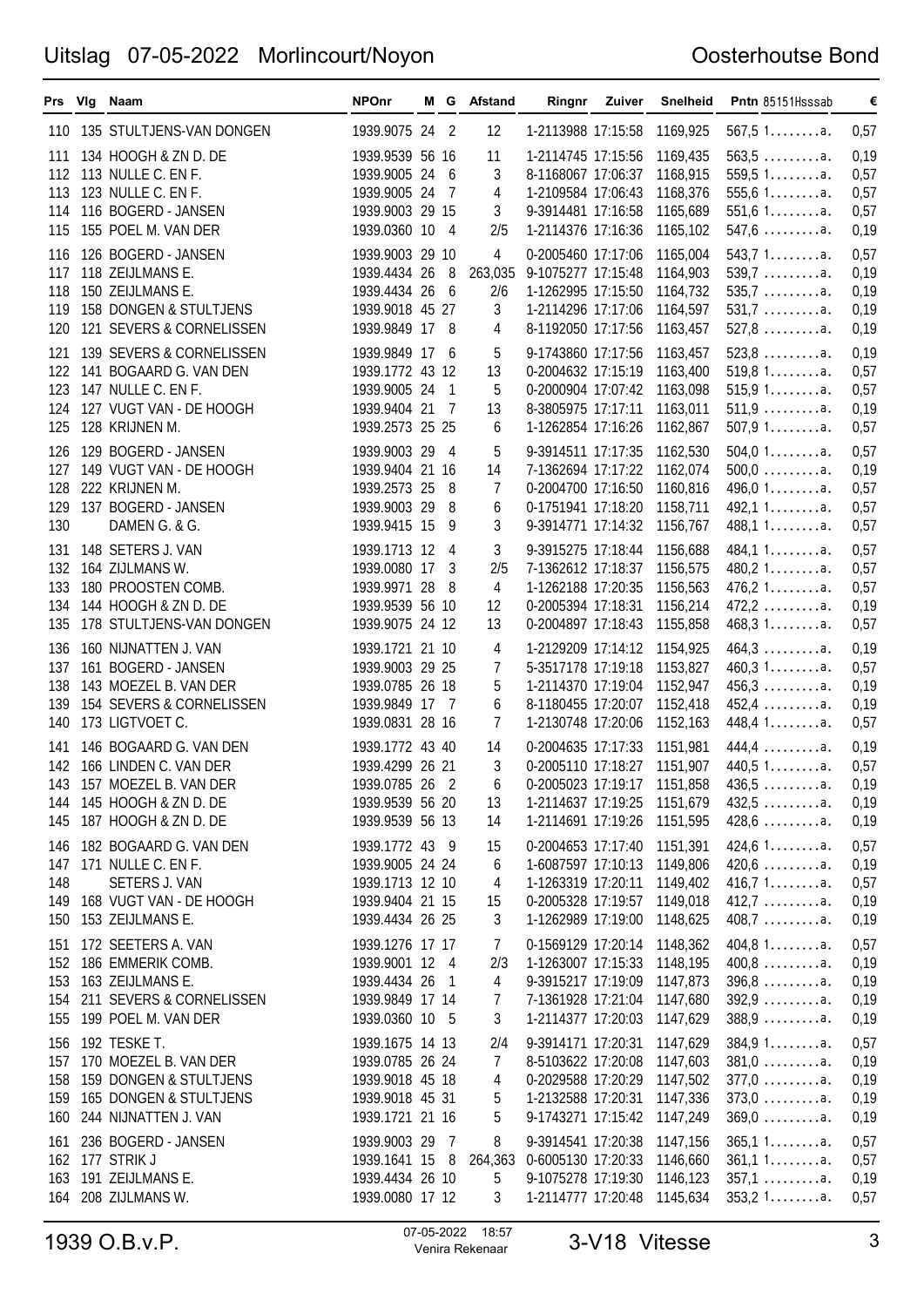# Uitslag 07-05-2022 Morlincourt/Noyon — Oosterhoutse Bond

| Prs | Vlg | Naam | NPOnr | M | G | Afstand | Ringnr | Zuiver | Snelheid | Pntn 85151Hsssab | € |
|---|---|---|---|---|---|---|---|---|---|---|---|
| 110 | 135 | STULTJENS-VAN DONGEN | 1939.9075 | 24 | 2 | 12 | 1-2113988 | 17:15:58 | 1169,925 | 567,5 1........a. | 0,57 |
| 111 | 134 | HOOGH & ZN D. DE | 1939.9539 | 56 | 16 | 11 | 1-2114745 | 17:15:56 | 1169,435 | 563,5 .........a. | 0,19 |
| 112 | 113 | NULLE C. EN F. | 1939.9005 | 24 | 6 | 3 | 8-1168067 | 17:06:37 | 1168,915 | 559,5 1........a. | 0,57 |
| 113 | 123 | NULLE C. EN F. | 1939.9005 | 24 | 7 | 4 | 1-2109584 | 17:06:43 | 1168,376 | 555,6 1........a. | 0,57 |
| 114 | 116 | BOGERD - JANSEN | 1939.9003 | 29 | 15 | 3 | 9-3914481 | 17:16:58 | 1165,689 | 551,6 1........a. | 0,57 |
| 115 | 155 | POEL M. VAN DER | 1939.0360 | 10 | 4 | 2/5 | 1-2114376 | 17:16:36 | 1165,102 | 547,6 .........a. | 0,19 |
| 116 | 126 | BOGERD - JANSEN | 1939.9003 | 29 | 10 | 4 | 0-2005460 | 17:17:06 | 1165,004 | 543,7 1........a. | 0,57 |
| 117 | 118 | ZEIJLMANS E. | 1939.4434 | 26 | 8 | 263,035 | 9-1075277 | 17:15:48 | 1164,903 | 539,7 .........a. | 0,19 |
| 118 | 150 | ZEIJLMANS E. | 1939.4434 | 26 | 6 | 2/6 | 1-1262995 | 17:15:50 | 1164,732 | 535,7 .........a. | 0,19 |
| 119 | 158 | DONGEN & STULTJENS | 1939.9018 | 45 | 27 | 3 | 1-2114296 | 17:17:06 | 1164,597 | 531,7 .........a. | 0,19 |
| 120 | 121 | SEVERS & CORNELISSEN | 1939.9849 | 17 | 8 | 4 | 8-1192050 | 17:17:56 | 1163,457 | 527,8 .........a. | 0,19 |
| 121 | 139 | SEVERS & CORNELISSEN | 1939.9849 | 17 | 6 | 5 | 9-1743860 | 17:17:56 | 1163,457 | 523,8 .........a. | 0,19 |
| 122 | 141 | BOGAARD G. VAN DEN | 1939.1772 | 43 | 12 | 13 | 0-2004632 | 17:15:19 | 1163,400 | 519,8 1........a. | 0,57 |
| 123 | 147 | NULLE C. EN F. | 1939.9005 | 24 | 1 | 5 | 0-2000904 | 17:07:42 | 1163,098 | 515,9 1........a. | 0,57 |
| 124 | 127 | VUGT VAN - DE HOOGH | 1939.9404 | 21 | 7 | 13 | 8-3805975 | 17:17:11 | 1163,011 | 511,9 .........a. | 0,19 |
| 125 | 128 | KRIJNEN M. | 1939.2573 | 25 | 25 | 6 | 1-1262854 | 17:16:26 | 1162,867 | 507,9 1........a. | 0,57 |
| 126 | 129 | BOGERD - JANSEN | 1939.9003 | 29 | 4 | 5 | 9-3914511 | 17:17:35 | 1162,530 | 504,0 1........a. | 0,57 |
| 127 | 149 | VUGT VAN - DE HOOGH | 1939.9404 | 21 | 16 | 14 | 7-1362694 | 17:17:22 | 1162,074 | 500,0 .........a. | 0,19 |
| 128 | 222 | KRIJNEN M. | 1939.2573 | 25 | 8 | 7 | 0-2004700 | 17:16:50 | 1160,816 | 496,0 1........a. | 0,57 |
| 129 | 137 | BOGERD - JANSEN | 1939.9003 | 29 | 8 | 6 | 0-1751941 | 17:18:20 | 1158,711 | 492,1 1........a. | 0,57 |
| 130 | | DAMEN G. & G. | 1939.9415 | 15 | 9 | 3 | 9-3914771 | 17:14:32 | 1156,767 | 488,1 1........a. | 0,57 |
| 131 | 148 | SETERS J. VAN | 1939.1713 | 12 | 4 | 3 | 9-3915275 | 17:18:44 | 1156,688 | 484,1 1........a. | 0,57 |
| 132 | 164 | ZIJLMANS W. | 1939.0080 | 17 | 3 | 2/5 | 7-1362618 | 17:18:37 | 1156,575 | 480,2 1........a. | 0,57 |
| 133 | 180 | PROOSTEN COMB. | 1939.9971 | 28 | 8 | 4 | 1-1262188 | 17:20:35 | 1156,563 | 476,2 1........a. | 0,57 |
| 134 | 144 | HOOGH & ZN D. DE | 1939.9539 | 56 | 10 | 12 | 0-2005394 | 17:18:31 | 1156,214 | 472,2 .........a. | 0,19 |
| 135 | 178 | STULTJENS-VAN DONGEN | 1939.9075 | 24 | 12 | 13 | 0-2004897 | 17:18:43 | 1155,858 | 468,3 1........a. | 0,57 |
| 136 | 160 | NIJNATTEN J. VAN | 1939.1721 | 21 | 10 | 4 | 1-2129209 | 17:14:12 | 1154,925 | 464,3 .........a. | 0,19 |
| 137 | 161 | BOGERD - JANSEN | 1939.9003 | 29 | 25 | 7 | 5-3517178 | 17:19:18 | 1153,827 | 460,3 1........a. | 0,57 |
| 138 | 143 | MOEZEL B. VAN DER | 1939.0785 | 26 | 18 | 5 | 1-2114370 | 17:19:04 | 1152,947 | 456,3 .........a. | 0,19 |
| 139 | 154 | SEVERS & CORNELISSEN | 1939.9849 | 17 | 7 | 6 | 8-1180455 | 17:20:07 | 1152,418 | 452,4 .........a. | 0,19 |
| 140 | 173 | LIGTVOET C. | 1939.0831 | 28 | 16 | 7 | 1-2130748 | 17:20:06 | 1152,163 | 448,4 1........a. | 0,57 |
| 141 | 146 | BOGAARD G. VAN DEN | 1939.1772 | 43 | 40 | 14 | 0-2004635 | 17:17:33 | 1151,981 | 444,4 .........a. | 0,19 |
| 142 | 166 | LINDEN C. VAN DER | 1939.4299 | 26 | 21 | 3 | 0-2005110 | 17:18:27 | 1151,907 | 440,5 1........a. | 0,57 |
| 143 | 157 | MOEZEL B. VAN DER | 1939.0785 | 26 | 2 | 6 | 0-2005023 | 17:19:17 | 1151,858 | 436,5 .........a. | 0,19 |
| 144 | 145 | HOOGH & ZN D. DE | 1939.9539 | 56 | 20 | 13 | 1-2114637 | 17:19:25 | 1151,679 | 432,5 .........a. | 0,19 |
| 145 | 187 | HOOGH & ZN D. DE | 1939.9539 | 56 | 13 | 14 | 1-2114691 | 17:19:26 | 1151,595 | 428,6 .........a. | 0,19 |
| 146 | 182 | BOGAARD G. VAN DEN | 1939.1772 | 43 | 9 | 15 | 0-2004653 | 17:17:40 | 1151,391 | 424,6 1........a. | 0,57 |
| 147 | 171 | NULLE C. EN F. | 1939.9005 | 24 | 24 | 6 | 1-6087597 | 17:10:13 | 1149,806 | 420,6 .........a. | 0,19 |
| 148 | | SETERS J. VAN | 1939.1713 | 12 | 10 | 4 | 1-1263319 | 17:20:11 | 1149,402 | 416,7 1........a. | 0,57 |
| 149 | 168 | VUGT VAN - DE HOOGH | 1939.9404 | 21 | 15 | 15 | 0-2005328 | 17:19:57 | 1149,018 | 412,7 .........a. | 0,19 |
| 150 | 153 | ZEIJLMANS E. | 1939.4434 | 26 | 25 | 3 | 1-1262989 | 17:19:00 | 1148,625 | 408,7 .........a. | 0,19 |
| 151 | 172 | SEETERS A. VAN | 1939.1276 | 17 | 17 | 7 | 0-1569129 | 17:20:14 | 1148,362 | 404,8 1........a. | 0,57 |
| 152 | 186 | EMMERIK COMB. | 1939.9001 | 12 | 4 | 2/3 | 1-1263007 | 17:15:33 | 1148,195 | 400,8 .........a. | 0,19 |
| 153 | 163 | ZEIJLMANS E. | 1939.4434 | 26 | 1 | 4 | 9-3915217 | 17:19:09 | 1147,873 | 396,8 .........a. | 0,19 |
| 154 | 211 | SEVERS & CORNELISSEN | 1939.9849 | 17 | 14 | 7 | 7-1361928 | 17:21:04 | 1147,680 | 392,9 .........a. | 0,19 |
| 155 | 199 | POEL M. VAN DER | 1939.0360 | 10 | 5 | 3 | 1-2114377 | 17:20:03 | 1147,629 | 388,9 .........a. | 0,19 |
| 156 | 192 | TESKE T. | 1939.1675 | 14 | 13 | 2/4 | 9-3914171 | 17:20:31 | 1147,629 | 384,9 1........a. | 0,57 |
| 157 | 170 | MOEZEL B. VAN DER | 1939.0785 | 26 | 24 | 7 | 8-5103622 | 17:20:08 | 1147,603 | 381,0 .........a. | 0,19 |
| 158 | 159 | DONGEN & STULTJENS | 1939.9018 | 45 | 18 | 4 | 0-2029588 | 17:20:29 | 1147,502 | 377,0 .........a. | 0,19 |
| 159 | 165 | DONGEN & STULTJENS | 1939.9018 | 45 | 31 | 5 | 1-2132588 | 17:20:31 | 1147,336 | 373,0 .........a. | 0,19 |
| 160 | 244 | NIJNATTEN J. VAN | 1939.1721 | 21 | 16 | 5 | 9-1743271 | 17:15:42 | 1147,249 | 369,0 .........a. | 0,19 |
| 161 | 236 | BOGERD - JANSEN | 1939.9003 | 29 | 7 | 8 | 9-3914541 | 17:20:38 | 1147,156 | 365,1 1........a. | 0,57 |
| 162 | 177 | STRIK J | 1939.1641 | 15 | 8 | 264,363 | 0-6005130 | 17:20:33 | 1146,660 | 361,1 1........a. | 0,57 |
| 163 | 191 | ZEIJLMANS E. | 1939.4434 | 26 | 10 | 5 | 9-1075278 | 17:19:30 | 1146,123 | 357,1 .........a. | 0,19 |
| 164 | 208 | ZIJLMANS W. | 1939.0080 | 17 | 12 | 3 | 1-2114777 | 17:20:48 | 1145,634 | 353,2 1........a. | 0,57 |

1939 O.B.v.P. — 07-05-2022 18:57 Venira Rekenaar — 3-V18 Vitesse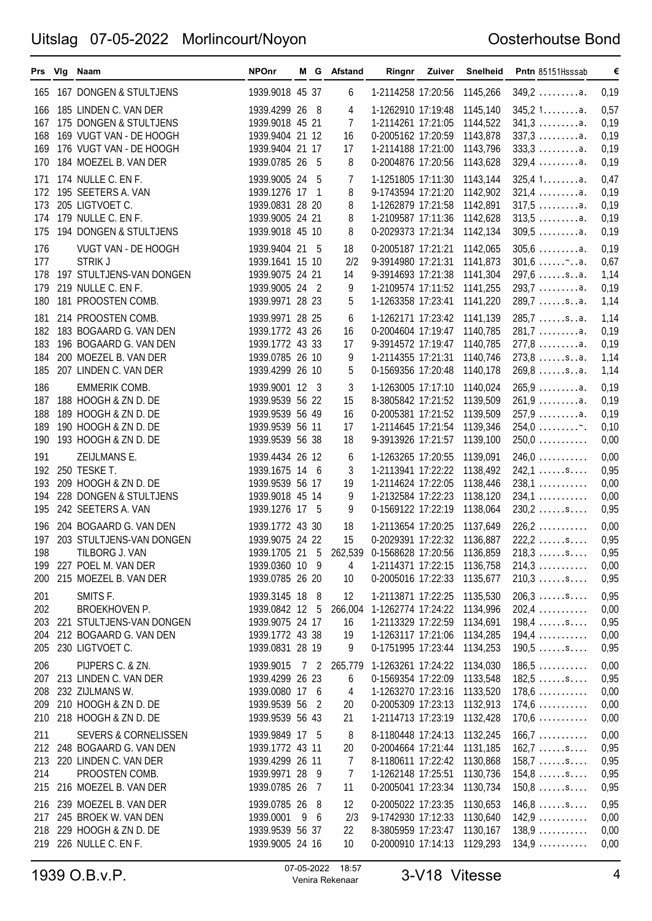# Uitslag 07-05-2022 Morlincourt/Noyon

Oosterhoutse Bond

| Prs | Vlg | Naam | NPOnr | M | G | Afstand | Ringnr | Zuiver | Snelheid | Pntn 85151Hsssab | € |
|---|---|---|---|---|---|---|---|---|---|---|---|
| 165 | 167 | DONGEN & STULTJENS | 1939.9018 | 45 | 37 | 6 | 1-2114258 | 17:20:56 | 1145,266 | 349,2 .........a. | 0,19 |
| 166 | 185 | LINDEN C. VAN DER | 1939.4299 | 26 | 8 | 4 | 1-1262910 | 17:19:48 | 1145,140 | 345,2 1........a. | 0,57 |
| 167 | 175 | DONGEN & STULTJENS | 1939.9018 | 45 | 21 | 7 | 1-2114261 | 17:21:05 | 1144,522 | 341,3 .........a. | 0,19 |
| 168 | 169 | VUGT VAN - DE HOOGH | 1939.9404 | 21 | 12 | 16 | 0-2005162 | 17:20:59 | 1143,878 | 337,3 .........a. | 0,19 |
| 169 | 176 | VUGT VAN - DE HOOGH | 1939.9404 | 21 | 17 | 17 | 1-2114188 | 17:21:00 | 1143,796 | 333,3 .........a. | 0,19 |
| 170 | 184 | MOEZEL B. VAN DER | 1939.0785 | 26 | 5 | 8 | 0-2004876 | 17:20:56 | 1143,628 | 329,4 .........a. | 0,19 |
| 171 | 174 | NULLE C. EN F. | 1939.9005 | 24 | 5 | 7 | 1-1251805 | 17:11:30 | 1143,144 | 325,4 1........a. | 0,47 |
| 172 | 195 | SEETERS A. VAN | 1939.1276 | 17 | 1 | 8 | 9-1743594 | 17:21:20 | 1142,902 | 321,4 .........a. | 0,19 |
| 173 | 205 | LIGTVOET C. | 1939.0831 | 28 | 20 | 8 | 1-1262879 | 17:21:58 | 1142,891 | 317,5 .........a. | 0,19 |
| 174 | 179 | NULLE C. EN F. | 1939.9005 | 24 | 21 | 8 | 1-2109587 | 17:11:36 | 1142,628 | 313,5 .........a. | 0,19 |
| 175 | 194 | DONGEN & STULTJENS | 1939.9018 | 45 | 10 | 8 | 0-2029373 | 17:21:34 | 1142,134 | 309,5 .........a. | 0,19 |
| 176 | | VUGT VAN - DE HOOGH | 1939.9404 | 21 | 5 | 18 | 0-2005187 | 17:21:21 | 1142,065 | 305,6 .........a. | 0,19 |
| 177 | | STRIK J | 1939.1641 | 15 | 10 | 2/2 | 9-3914980 | 17:21:31 | 1141,873 | 301,6 ......~..a. | 0,67 |
| 178 | 197 | STULTJENS-VAN DONGEN | 1939.9075 | 24 | 21 | 14 | 9-3914693 | 17:21:38 | 1141,304 | 297,6 ......s..a. | 1,14 |
| 179 | 219 | NULLE C. EN F. | 1939.9005 | 24 | 2 | 9 | 1-2109574 | 17:11:52 | 1141,255 | 293,7 .........a. | 0,19 |
| 180 | 181 | PROOSTEN COMB. | 1939.9971 | 28 | 23 | 5 | 1-1263358 | 17:23:41 | 1141,220 | 289,7 ......s..a. | 1,14 |
| 181 | 214 | PROOSTEN COMB. | 1939.9971 | 28 | 25 | 6 | 1-1262171 | 17:23:42 | 1141,139 | 285,7 ......s..a. | 1,14 |
| 182 | 183 | BOGAARD G. VAN DEN | 1939.1772 | 43 | 26 | 16 | 0-2004607 | 17:19:47 | 1140,785 | 281,7 .........a. | 0,19 |
| 183 | 196 | BOGAARD G. VAN DEN | 1939.1772 | 43 | 33 | 17 | 9-3914572 | 17:19:47 | 1140,785 | 277,8 .........a. | 0,19 |
| 184 | 200 | MOEZEL B. VAN DER | 1939.0785 | 26 | 10 | 9 | 1-2114355 | 17:21:31 | 1140,746 | 273,8 ......s..a. | 1,14 |
| 185 | 207 | LINDEN C. VAN DER | 1939.4299 | 26 | 10 | 5 | 0-1569356 | 17:20:48 | 1140,178 | 269,8 ......s..a. | 1,14 |
| 186 | | EMMERIK COMB. | 1939.9001 | 12 | 3 | 3 | 1-1263005 | 17:17:10 | 1140,024 | 265,9 .........a. | 0,19 |
| 187 | 188 | HOOGH & ZN D. DE | 1939.9539 | 56 | 22 | 15 | 8-3805842 | 17:21:52 | 1139,509 | 261,9 .........a. | 0,19 |
| 188 | 189 | HOOGH & ZN D. DE | 1939.9539 | 56 | 49 | 16 | 0-2005381 | 17:21:52 | 1139,509 | 257,9 .........a. | 0,19 |
| 189 | 190 | HOOGH & ZN D. DE | 1939.9539 | 56 | 11 | 17 | 1-2114645 | 17:21:54 | 1139,346 | 254,0 .........~. | 0,10 |
| 190 | 193 | HOOGH & ZN D. DE | 1939.9539 | 56 | 38 | 18 | 9-3913926 | 17:21:57 | 1139,100 | 250,0 ........... | 0,00 |
| 191 | | ZEIJLMANS E. | 1939.4434 | 26 | 12 | 6 | 1-1263265 | 17:20:55 | 1139,091 | 246,0 ........... | 0,00 |
| 192 | 250 | TESKE T. | 1939.1675 | 14 | 6 | 3 | 1-2113941 | 17:22:22 | 1138,492 | 242,1 ......s.... | 0,95 |
| 193 | 209 | HOOGH & ZN D. DE | 1939.9539 | 56 | 17 | 19 | 1-2114624 | 17:22:05 | 1138,446 | 238,1 ........... | 0,00 |
| 194 | 228 | DONGEN & STULTJENS | 1939.9018 | 45 | 14 | 9 | 1-2132584 | 17:22:23 | 1138,120 | 234,1 ........... | 0,00 |
| 195 | 242 | SEETERS A. VAN | 1939.1276 | 17 | 5 | 9 | 0-1569122 | 17:22:19 | 1138,064 | 230,2 ......s.... | 0,95 |
| 196 | 204 | BOGAARD G. VAN DEN | 1939.1772 | 43 | 30 | 18 | 1-2113654 | 17:20:25 | 1137,649 | 226,2 ........... | 0,00 |
| 197 | 203 | STULTJENS-VAN DONGEN | 1939.9075 | 24 | 22 | 15 | 0-2029391 | 17:22:32 | 1136,887 | 222,2 ......s.... | 0,95 |
| 198 | | TILBORG J. VAN | 1939.1705 | 21 | 5 | 262,539 | 0-1568628 | 17:20:56 | 1136,859 | 218,3 ......s.... | 0,95 |
| 199 | 227 | POEL M. VAN DER | 1939.0360 | 10 | 9 | 4 | 1-2114371 | 17:22:15 | 1136,758 | 214,3 ........... | 0,00 |
| 200 | 215 | MOEZEL B. VAN DER | 1939.0785 | 26 | 20 | 10 | 0-2005016 | 17:22:33 | 1135,677 | 210,3 ......s.... | 0,95 |
| 201 | | SMITS F. | 1939.3145 | 18 | 8 | 12 | 1-2113871 | 17:22:25 | 1135,530 | 206,3 ......s.... | 0,95 |
| 202 | | BROEKHOVEN P. | 1939.0842 | 12 | 5 | 266,004 | 1-1262774 | 17:24:22 | 1134,996 | 202,4 ........... | 0,00 |
| 203 | 221 | STULTJENS-VAN DONGEN | 1939.9075 | 24 | 17 | 16 | 1-2113329 | 17:22:59 | 1134,691 | 198,4 ......s.... | 0,95 |
| 204 | 212 | BOGAARD G. VAN DEN | 1939.1772 | 43 | 38 | 19 | 1-1263117 | 17:21:06 | 1134,285 | 194,4 ........... | 0,00 |
| 205 | 230 | LIGTVOET C. | 1939.0831 | 28 | 19 | 9 | 0-1751995 | 17:23:44 | 1134,253 | 190,5 ......s.... | 0,95 |
| 206 | | PIJPERS C. & ZN. | 1939.9015 | 7 | 2 | 265,779 | 1-1263261 | 17:24:22 | 1134,030 | 186,5 ........... | 0,00 |
| 207 | 213 | LINDEN C. VAN DER | 1939.4299 | 26 | 23 | 6 | 0-1569354 | 17:22:09 | 1133,548 | 182,5 ......s.... | 0,95 |
| 208 | 232 | ZIJLMANS W. | 1939.0080 | 17 | 6 | 4 | 1-1263270 | 17:23:16 | 1133,520 | 178,6 ........... | 0,00 |
| 209 | 210 | HOOGH & ZN D. DE | 1939.9539 | 56 | 2 | 20 | 0-2005309 | 17:23:13 | 1132,913 | 174,6 ........... | 0,00 |
| 210 | 218 | HOOGH & ZN D. DE | 1939.9539 | 56 | 43 | 21 | 1-2114713 | 17:23:19 | 1132,428 | 170,6 ........... | 0,00 |
| 211 | | SEVERS & CORNELISSEN | 1939.9849 | 17 | 5 | 8 | 8-1180448 | 17:24:13 | 1132,245 | 166,7 ........... | 0,00 |
| 212 | 248 | BOGAARD G. VAN DEN | 1939.1772 | 43 | 11 | 20 | 0-2004664 | 17:21:44 | 1131,185 | 162,7 ......s.... | 0,95 |
| 213 | 220 | LINDEN C. VAN DER | 1939.4299 | 26 | 11 | 7 | 8-1180611 | 17:22:42 | 1130,868 | 158,7 ......s.... | 0,95 |
| 214 | | PROOSTEN COMB. | 1939.9971 | 28 | 9 | 7 | 1-1262148 | 17:25:51 | 1130,736 | 154,8 ......s.... | 0,95 |
| 215 | 216 | MOEZEL B. VAN DER | 1939.0785 | 26 | 7 | 11 | 0-2005041 | 17:23:34 | 1130,734 | 150,8 ......s.... | 0,95 |
| 216 | 239 | MOEZEL B. VAN DER | 1939.0785 | 26 | 8 | 12 | 0-2005022 | 17:23:35 | 1130,653 | 146,8 ......s.... | 0,95 |
| 217 | 245 | BROEK W. VAN DEN | 1939.0001 | 9 | 6 | 2/3 | 9-1742930 | 17:12:33 | 1130,640 | 142,9 ........... | 0,00 |
| 218 | 229 | HOOGH & ZN D. DE | 1939.9539 | 56 | 37 | 22 | 8-3805959 | 17:23:47 | 1130,167 | 138,9 ........... | 0,00 |
| 219 | 226 | NULLE C. EN F. | 1939.9005 | 24 | 16 | 10 | 0-2000910 | 17:14:13 | 1129,293 | 134,9 ........... | 0,00 |

1939 O.B.v.P. — 07-05-2022 18:57 Venira Rekenaar — 3-V18 Vitesse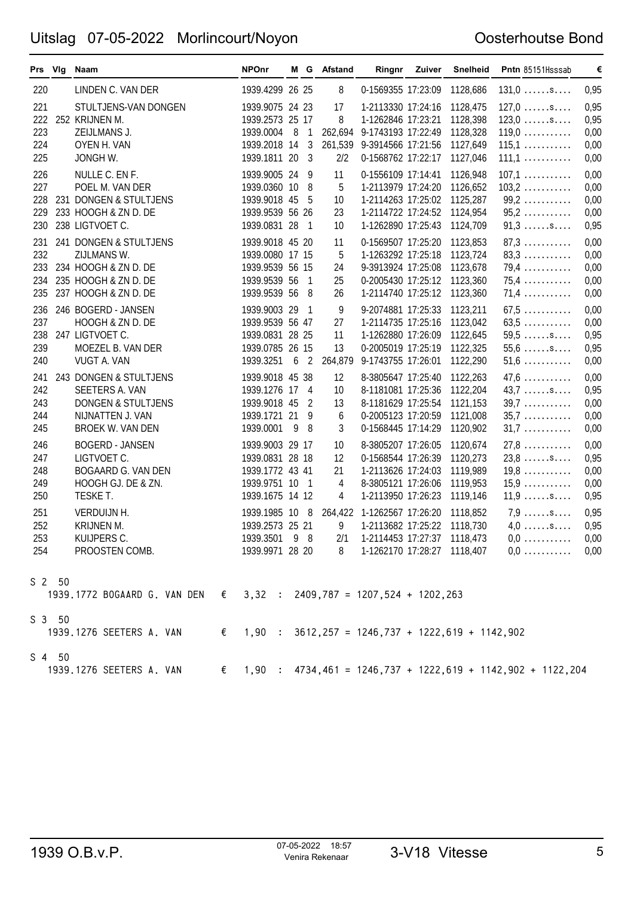# Uitslag 07-05-2022 Morlincourt/Noyon

Oosterhoutse Bond

| Prs | Vlg | Naam | NPOnr | M | G | Afstand | Ringnr | Zuiver | Snelheid | Pntn 85151Hsssab | € |
|---|---|---|---|---|---|---|---|---|---|---|---|
| 220 | | LINDEN C. VAN DER | 1939.4299 | 26 | 25 | 8 | 0-1569355 | 17:23:09 | 1128,686 | 131,0 ......s.... | 0,95 |
| 221 | | STULTJENS-VAN DONGEN | 1939.9075 | 24 | 23 | 17 | 1-2113330 | 17:24:16 | 1128,475 | 127,0 ......s.... | 0,95 |
| 222 | 252 | KRIJNEN M. | 1939.2573 | 25 | 17 | 8 | 1-1262846 | 17:23:21 | 1128,398 | 123,0 ......s.... | 0,95 |
| 223 | | ZEIJLMANS J. | 1939.0004 | 8 | 1 | 262,694 | 9-1743193 | 17:22:49 | 1128,328 | 119,0 ........... | 0,00 |
| 224 | | OYEN H. VAN | 1939.2018 | 14 | 3 | 261,539 | 9-3914566 | 17:21:56 | 1127,649 | 115,1 ........... | 0,00 |
| 225 | | JONGH W. | 1939.1811 | 20 | 3 | 2/2 | 0-1568762 | 17:22:17 | 1127,046 | 111,1 ........... | 0,00 |
| 226 | | NULLE C. EN F. | 1939.9005 | 24 | 9 | 11 | 0-1556109 | 17:14:41 | 1126,948 | 107,1 ........... | 0,00 |
| 227 | | POEL M. VAN DER | 1939.0360 | 10 | 8 | 5 | 1-2113979 | 17:24:20 | 1126,652 | 103,2 ........... | 0,00 |
| 228 | 231 | DONGEN & STULTJENS | 1939.9018 | 45 | 5 | 10 | 1-2114263 | 17:25:02 | 1125,287 | 99,2 ........... | 0,00 |
| 229 | 233 | HOOGH & ZN D. DE | 1939.9539 | 56 | 26 | 23 | 1-2114722 | 17:24:52 | 1124,954 | 95,2 ........... | 0,00 |
| 230 | 238 | LIGTVOET C. | 1939.0831 | 28 | 1 | 10 | 1-1262890 | 17:25:43 | 1124,709 | 91,3 ......s.... | 0,95 |
| 231 | 241 | DONGEN & STULTJENS | 1939.9018 | 45 | 20 | 11 | 0-1569507 | 17:25:20 | 1123,853 | 87,3 ........... | 0,00 |
| 232 | | ZIJLMANS W. | 1939.0080 | 17 | 15 | 5 | 1-1263292 | 17:25:18 | 1123,724 | 83,3 ........... | 0,00 |
| 233 | 234 | HOOGH & ZN D. DE | 1939.9539 | 56 | 15 | 24 | 9-3913924 | 17:25:08 | 1123,678 | 79,4 ........... | 0,00 |
| 234 | 235 | HOOGH & ZN D. DE | 1939.9539 | 56 | 1 | 25 | 0-2005430 | 17:25:12 | 1123,360 | 75,4 ........... | 0,00 |
| 235 | 237 | HOOGH & ZN D. DE | 1939.9539 | 56 | 8 | 26 | 1-2114740 | 17:25:12 | 1123,360 | 71,4 ........... | 0,00 |
| 236 | 246 | BOGERD - JANSEN | 1939.9003 | 29 | 1 | 9 | 9-2074881 | 17:25:33 | 1123,211 | 67,5 ........... | 0,00 |
| 237 | | HOOGH & ZN D. DE | 1939.9539 | 56 | 47 | 27 | 1-2114735 | 17:25:16 | 1123,042 | 63,5 ........... | 0,00 |
| 238 | 247 | LIGTVOET C. | 1939.0831 | 28 | 25 | 11 | 1-1262880 | 17:26:09 | 1122,645 | 59,5 ......s.... | 0,95 |
| 239 | | MOEZEL B. VAN DER | 1939.0785 | 26 | 15 | 13 | 0-2005019 | 17:25:19 | 1122,325 | 55,6 ......s.... | 0,95 |
| 240 | | VUGT A. VAN | 1939.3251 | 6 | 2 | 264,879 | 9-1743755 | 17:26:01 | 1122,290 | 51,6 ........... | 0,00 |
| 241 | 243 | DONGEN & STULTJENS | 1939.9018 | 45 | 38 | 12 | 8-3805647 | 17:25:40 | 1122,263 | 47,6 ........... | 0,00 |
| 242 | | SEETERS A. VAN | 1939.1276 | 17 | 4 | 10 | 8-1181081 | 17:25:36 | 1122,204 | 43,7 ......s.... | 0,95 |
| 243 | | DONGEN & STULTJENS | 1939.9018 | 45 | 2 | 13 | 8-1181629 | 17:25:54 | 1121,153 | 39,7 ........... | 0,00 |
| 244 | | NIJNATTEN J. VAN | 1939.1721 | 21 | 9 | 6 | 0-2005123 | 17:20:59 | 1121,008 | 35,7 ........... | 0,00 |
| 245 | | BROEK W. VAN DEN | 1939.0001 | 9 | 8 | 3 | 0-1568445 | 17:14:29 | 1120,902 | 31,7 ........... | 0,00 |
| 246 | | BOGERD - JANSEN | 1939.9003 | 29 | 17 | 10 | 8-3805207 | 17:26:05 | 1120,674 | 27,8 ........... | 0,00 |
| 247 | | LIGTVOET C. | 1939.0831 | 28 | 18 | 12 | 0-1568544 | 17:26:39 | 1120,273 | 23,8 ......s.... | 0,95 |
| 248 | | BOGAARD G. VAN DEN | 1939.1772 | 43 | 41 | 21 | 1-2113626 | 17:24:03 | 1119,989 | 19,8 ........... | 0,00 |
| 249 | | HOOGH GJ. DE & ZN. | 1939.9751 | 10 | 1 | 4 | 8-3805121 | 17:26:06 | 1119,953 | 15,9 ........... | 0,00 |
| 250 | | TESKE T. | 1939.1675 | 14 | 12 | 4 | 1-2113950 | 17:26:23 | 1119,146 | 11,9 ......s.... | 0,95 |
| 251 | | VERDUIJN H. | 1939.1985 | 10 | 8 | 264,422 | 1-1262567 | 17:26:20 | 1118,852 | 7,9 ......s.... | 0,95 |
| 252 | | KRIJNEN M. | 1939.2573 | 25 | 21 | 9 | 1-2113682 | 17:25:22 | 1118,730 | 4,0 ......s.... | 0,95 |
| 253 | | KUIJPERS C. | 1939.3501 | 9 | 8 | 2/1 | 1-2114453 | 17:27:37 | 1118,473 | 0,0 ........... | 0,00 |
| 254 | | PROOSTEN COMB. | 1939.9971 | 28 | 20 | 8 | 1-1262170 | 17:28:27 | 1118,407 | 0,0 ........... | 0,00 |

```
S 2  50
   1939.1772 BOGAARD G. VAN DEN   €   3,32  :  2409,787 = 1207,524 + 1202,263

S 3  50
   1939.1276 SEETERS A. VAN       €   1,90  :  3612,257 = 1246,737 + 1222,619 + 1142,902

S 4  50
   1939.1276 SEETERS A. VAN       €   1,90  :  4734,461 = 1246,737 + 1222,619 + 1142,902 + 1122,204
```

1939 O.B.v.P. — 07-05-2022 18:57 Venira Rekenaar — 3-V18 Vitesse